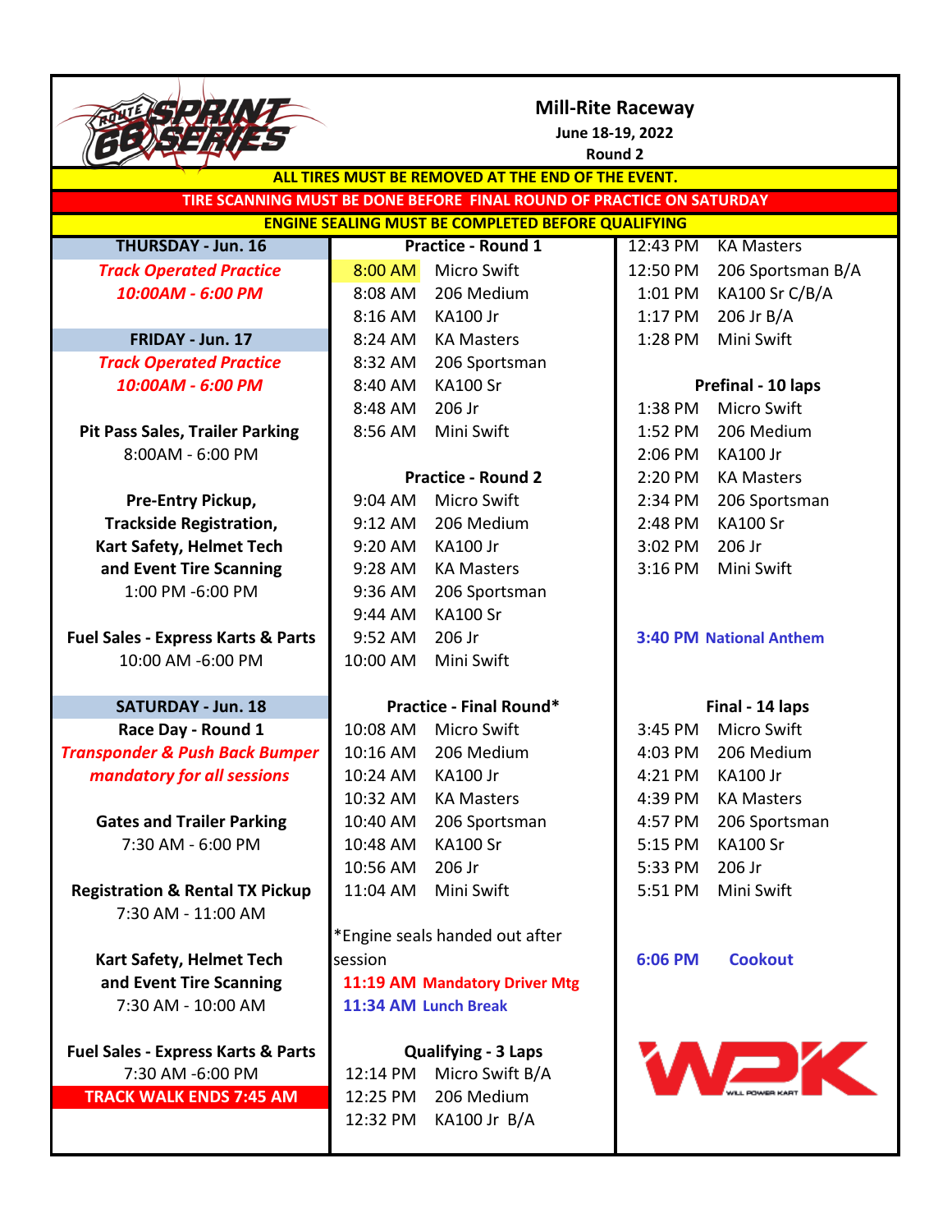# Mill-Rite Raceway

**June 18-19, 2022**

**Round 2**

**ALL TIRES MUST BE REMOVED AT THE END OF THE EVENT.**

**TIRE SCANNING MUST BE DONE BEFORE FINAL ROUND OF PRACTICE ON SATURDAY**

**ENGINE SEALING MUST BE COMPLETED BEFORE QUALIFYING**

## THURSDAY - Jun. 16

***Track Operated Practice***
***10:00AM - 6:00 PM***

## FRIDAY - Jun. 17

***Track Operated Practice***
***10:00AM - 6:00 PM***

**Pit Pass Sales, Trailer Parking**
8:00AM - 6:00 PM

**Pre-Entry Pickup, Trackside Registration, Kart Safety, Helmet Tech and Event Tire Scanning**
1:00 PM -6:00 PM

**Fuel Sales - Express Karts & Parts**
10:00 AM -6:00 PM

## SATURDAY - Jun. 18

**Race Day - Round 1**

***Transponder & Push Back Bumper mandatory for all sessions***

**Gates and Trailer Parking**
7:30 AM - 6:00 PM

**Registration & Rental TX Pickup**
7:30 AM - 11:00 AM

**Kart Safety, Helmet Tech and Event Tire Scanning**
7:30 AM - 10:00 AM

**Fuel Sales - Express Karts & Parts**
7:30 AM -6:00 PM

**TRACK WALK ENDS 7:45 AM**

### Practice - Round 1

| Time | Class |
|---|---|
| 8:00 AM | Micro Swift |
| 8:08 AM | 206 Medium |
| 8:16 AM | KA100 Jr |
| 8:24 AM | KA Masters |
| 8:32 AM | 206 Sportsman |
| 8:40 AM | KA100 Sr |
| 8:48 AM | 206 Jr |
| 8:56 AM | Mini Swift |

### Practice - Round 2

| Time | Class |
|---|---|
| 9:04 AM | Micro Swift |
| 9:12 AM | 206 Medium |
| 9:20 AM | KA100 Jr |
| 9:28 AM | KA Masters |
| 9:36 AM | 206 Sportsman |
| 9:44 AM | KA100 Sr |
| 9:52 AM | 206 Jr |
| 10:00 AM | Mini Swift |

### Practice - Final Round*

| Time | Class |
|---|---|
| 10:08 AM | Micro Swift |
| 10:16 AM | 206 Medium |
| 10:24 AM | KA100 Jr |
| 10:32 AM | KA Masters |
| 10:40 AM | 206 Sportsman |
| 10:48 AM | KA100 Sr |
| 10:56 AM | 206 Jr |
| 11:04 AM | Mini Swift |

*Engine seals handed out after session

**11:19 AM Mandatory Driver Mtg**

**11:34 AM Lunch Break**

### Qualifying - 3 Laps

| Time | Class |
|---|---|
| 12:14 PM | Micro Swift B/A |
| 12:25 PM | 206 Medium |
| 12:32 PM | KA100 Jr B/A |
| 12:43 PM | KA Masters |
| 12:50 PM | 206 Sportsman B/A |
| 1:01 PM | KA100 Sr C/B/A |
| 1:17 PM | 206 Jr B/A |
| 1:28 PM | Mini Swift |

### Prefinal - 10 laps

| Time | Class |
|---|---|
| 1:38 PM | Micro Swift |
| 1:52 PM | 206 Medium |
| 2:06 PM | KA100 Jr |
| 2:20 PM | KA Masters |
| 2:34 PM | 206 Sportsman |
| 2:48 PM | KA100 Sr |
| 3:02 PM | 206 Jr |
| 3:16 PM | Mini Swift |

**3:40 PM National Anthem**

### Final - 14 laps

| Time | Class |
|---|---|
| 3:45 PM | Micro Swift |
| 4:03 PM | 206 Medium |
| 4:21 PM | KA100 Jr |
| 4:39 PM | KA Masters |
| 4:57 PM | 206 Sportsman |
| 5:15 PM | KA100 Sr |
| 5:33 PM | 206 Jr |
| 5:51 PM | Mini Swift |

**6:06 PM Cookout**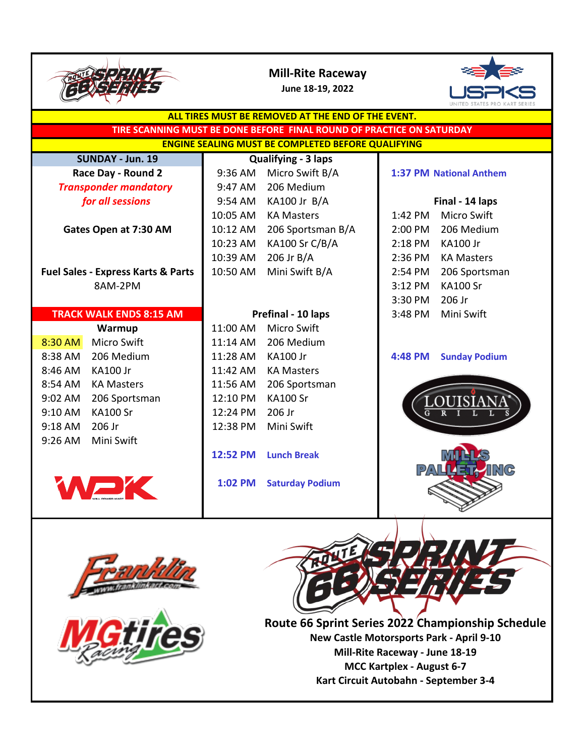# Mill-Rite Raceway

**June 18-19, 2022**

**ALL TIRES MUST BE REMOVED AT THE END OF THE EVENT.**

**TIRE SCANNING MUST BE DONE BEFORE FINAL ROUND OF PRACTICE ON SATURDAY**

**ENGINE SEALING MUST BE COMPLETED BEFORE QUALIFYING**

## SUNDAY - Jun. 19

**Race Day - Round 2**

***Transponder mandatory for all sessions***

**Gates Open at 7:30 AM**

**Fuel Sales - Express Karts & Parts**
8AM-2PM

**TRACK WALK ENDS 8:15 AM**

### Warmup

| | |
|---|---|
| 8:30 AM | Micro Swift |
| 8:38 AM | 206 Medium |
| 8:46 AM | KA100 Jr |
| 8:54 AM | KA Masters |
| 9:02 AM | 206 Sportsman |
| 9:10 AM | KA100 Sr |
| 9:18 AM | 206 Jr |
| 9:26 AM | Mini Swift |

### Qualifying - 3 laps

| | |
|---|---|
| 9:36 AM | Micro Swift B/A |
| 9:47 AM | 206 Medium |
| 9:54 AM | KA100 Jr B/A |
| 10:05 AM | KA Masters |
| 10:12 AM | 206 Sportsman B/A |
| 10:23 AM | KA100 Sr C/B/A |
| 10:39 AM | 206 Jr B/A |
| 10:50 AM | Mini Swift B/A |

### Prefinal - 10 laps

| | |
|---|---|
| 11:00 AM | Micro Swift |
| 11:14 AM | 206 Medium |
| 11:28 AM | KA100 Jr |
| 11:42 AM | KA Masters |
| 11:56 AM | 206 Sportsman |
| 12:10 PM | KA100 Sr |
| 12:24 PM | 206 Jr |
| 12:38 PM | Mini Swift |

**12:52 PM Lunch Break**

**1:02 PM Saturday Podium**

**1:37 PM National Anthem**

### Final - 14 laps

| | |
|---|---|
| 1:42 PM | Micro Swift |
| 2:00 PM | 206 Medium |
| 2:18 PM | KA100 Jr |
| 2:36 PM | KA Masters |
| 2:54 PM | 206 Sportsman |
| 3:12 PM | KA100 Sr |
| 3:30 PM | 206 Jr |
| 3:48 PM | Mini Swift |

**4:48 PM Sunday Podium**

**Route 66 Sprint Series 2022 Championship Schedule**

**New Castle Motorsports Park - April 9-10**

**Mill-Rite Raceway - June 18-19**

**MCC Kartplex - August 6-7**

**Kart Circuit Autobahn - September 3-4**